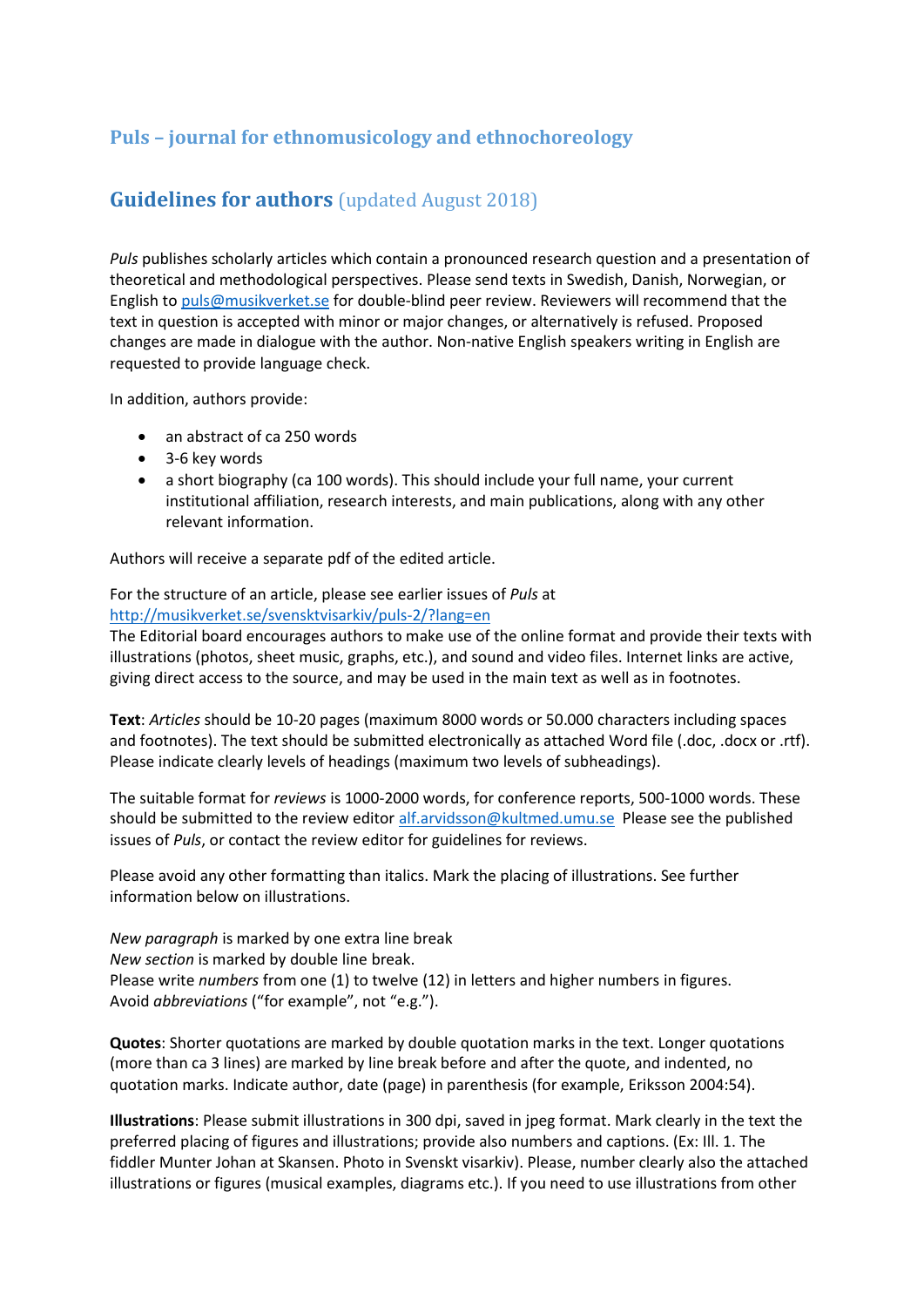## Puls – journal for ethnomusicology and ethnochoreology

## Guidelines for authors (updated August 2018)

*Puls* publishes scholarly articles which contain a pronounced research question and a presentation of theoretical and methodological perspectives. Please send texts in Swedish, Danish, Norwegian, or English to puls@musikverket.se for double-blind peer review. Reviewers will recommend that the text in question is accepted with minor or major changes, or alternatively is refused. Proposed changes are made in dialogue with the author. Non-native English speakers writing in English are requested to provide language check.

In addition, authors provide:

- an abstract of ca 250 words
- 3-6 key words
- a short biography (ca 100 words). This should include your full name, your current institutional affiliation, research interests, and main publications, along with any other relevant information.

Authors will receive a separate pdf of the edited article.

For the structure of an article, please see earlier issues of *Puls* at http://musikverket.se/svensktvisarkiv/puls-2/?lang=en
The Editorial board encourages authors to make use of the online format and provide their texts with illustrations (photos, sheet music, graphs, etc.), and sound and video files. Internet links are active, giving direct access to the source, and may be used in the main text as well as in footnotes.

**Text**: *Articles* should be 10-20 pages (maximum 8000 words or 50.000 characters including spaces and footnotes). The text should be submitted electronically as attached Word file (.doc, .docx or .rtf). Please indicate clearly levels of headings (maximum two levels of subheadings).

The suitable format for *reviews* is 1000-2000 words, for conference reports, 500-1000 words. These should be submitted to the review editor alf.arvidsson@kultmed.umu.se Please see the published issues of *Puls*, or contact the review editor for guidelines for reviews.

Please avoid any other formatting than italics. Mark the placing of illustrations. See further information below on illustrations.

*New paragraph* is marked by one extra line break
*New section* is marked by double line break.
Please write *numbers* from one (1) to twelve (12) in letters and higher numbers in figures.
Avoid *abbreviations* ("for example", not "e.g.").

**Quotes**: Shorter quotations are marked by double quotation marks in the text. Longer quotations (more than ca 3 lines) are marked by line break before and after the quote, and indented, no quotation marks. Indicate author, date (page) in parenthesis (for example, Eriksson 2004:54).

**Illustrations**: Please submit illustrations in 300 dpi, saved in jpeg format. Mark clearly in the text the preferred placing of figures and illustrations; provide also numbers and captions. (Ex: Ill. 1. The fiddler Munter Johan at Skansen. Photo in Svenskt visarkiv). Please, number clearly also the attached illustrations or figures (musical examples, diagrams etc.). If you need to use illustrations from other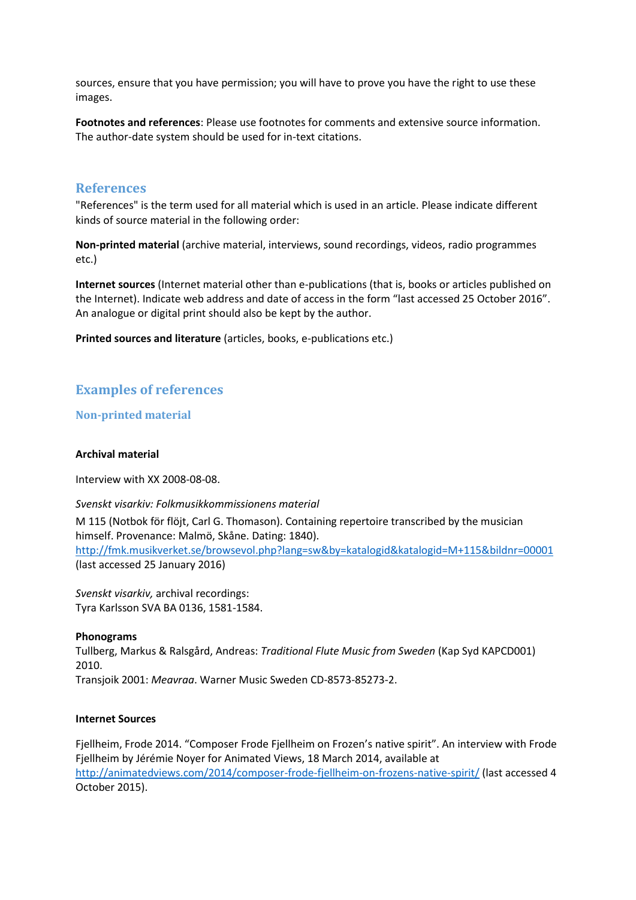sources, ensure that you have permission; you will have to prove you have the right to use these images.

**Footnotes and references**: Please use footnotes for comments and extensive source information. The author-date system should be used for in-text citations.

## References

"References" is the term used for all material which is used in an article. Please indicate different kinds of source material in the following order:

**Non-printed material** (archive material, interviews, sound recordings, videos, radio programmes etc.)

**Internet sources** (Internet material other than e-publications (that is, books or articles published on the Internet). Indicate web address and date of access in the form "last accessed 25 October 2016". An analogue or digital print should also be kept by the author.

**Printed sources and literature** (articles, books, e-publications etc.)

## Examples of references

### Non-printed material

**Archival material**

Interview with XX 2008-08-08.

*Svenskt visarkiv: Folkmusikkommissionens material*

M 115 (Notbok för flöjt, Carl G. Thomason). Containing repertoire transcribed by the musician himself. Provenance: Malmö, Skåne. Dating: 1840).
http://fmk.musikverket.se/browsevol.php?lang=sw&by=katalogid&katalogid=M+115&bildnr=00001 (last accessed 25 January 2016)

*Svenskt visarkiv,* archival recordings:
Tyra Karlsson SVA BA 0136, 1581-1584.

**Phonograms**

Tullberg, Markus & Ralsgård, Andreas: *Traditional Flute Music from Sweden* (Kap Syd KAPCD001) 2010.
Transjoik 2001: *Meavraa*. Warner Music Sweden CD-8573-85273-2.

**Internet Sources**

Fjellheim, Frode 2014. "Composer Frode Fjellheim on Frozen's native spirit". An interview with Frode Fjellheim by Jérémie Noyer for Animated Views, 18 March 2014, available at http://animatedviews.com/2014/composer-frode-fjellheim-on-frozens-native-spirit/ (last accessed 4 October 2015).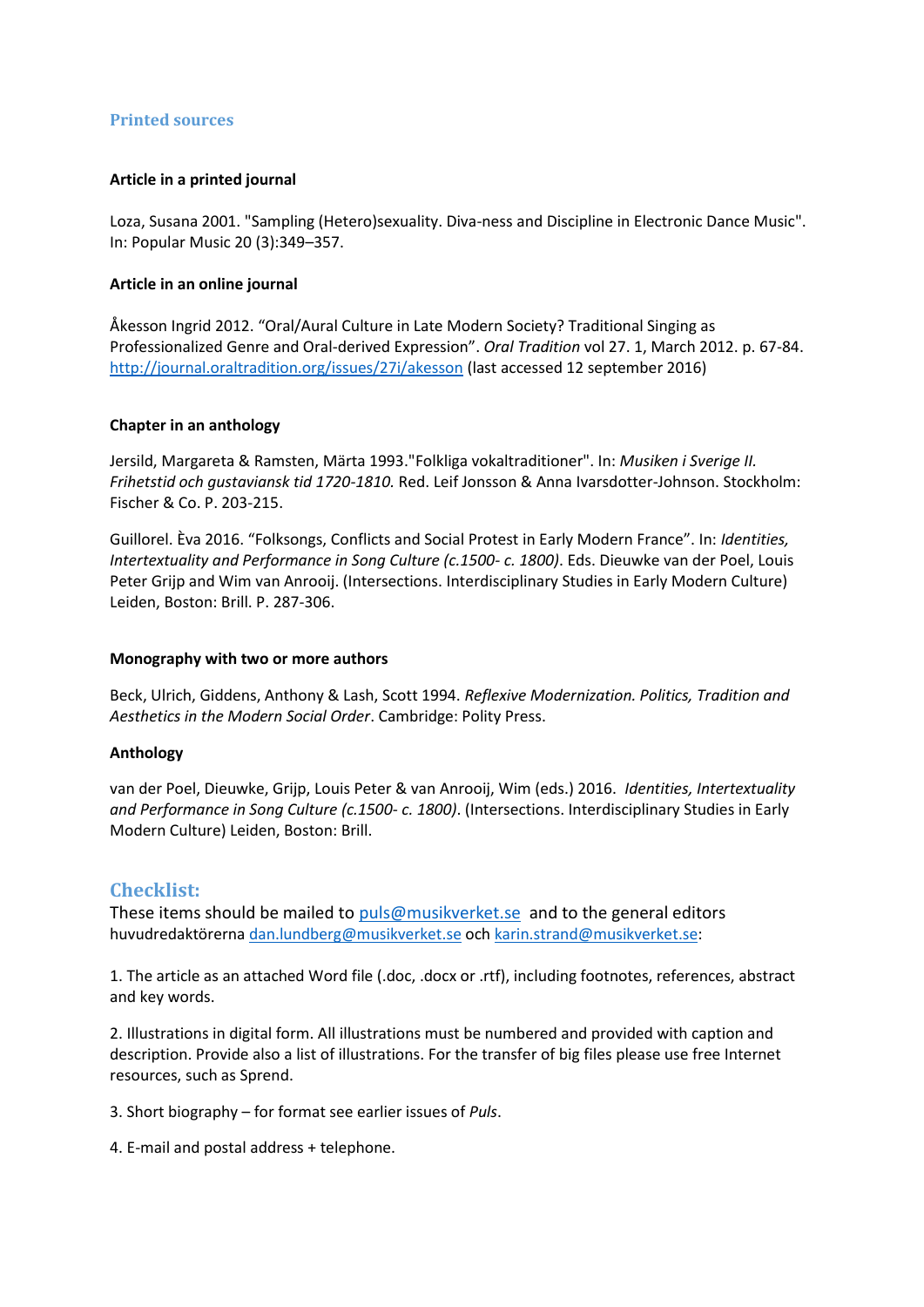## Printed sources

**Article in a printed journal**

Loza, Susana 2001. "Sampling (Hetero)sexuality. Diva-ness and Discipline in Electronic Dance Music". In: Popular Music 20 (3):349–357.

**Article in an online journal**

Åkesson Ingrid 2012. "Oral/Aural Culture in Late Modern Society? Traditional Singing as Professionalized Genre and Oral-derived Expression". *Oral Tradition* vol 27. 1, March 2012. p. 67-84. http://journal.oraltradition.org/issues/27i/akesson (last accessed 12 september 2016)

**Chapter in an anthology**

Jersild, Margareta & Ramsten, Märta 1993."Folkliga vokaltraditioner". In: *Musiken i Sverige II. Frihetstid och gustaviansk tid 1720-1810.* Red. Leif Jonsson & Anna Ivarsdotter-Johnson. Stockholm: Fischer & Co. P. 203-215.

Guillorel. Èva 2016. "Folksongs, Conflicts and Social Protest in Early Modern France". In: *Identities, Intertextuality and Performance in Song Culture (c.1500- c. 1800)*. Eds. Dieuwke van der Poel, Louis Peter Grijp and Wim van Anrooij. (Intersections. Interdisciplinary Studies in Early Modern Culture) Leiden, Boston: Brill. P. 287-306.

**Monography with two or more authors**

Beck, Ulrich, Giddens, Anthony & Lash, Scott 1994. *Reflexive Modernization. Politics, Tradition and Aesthetics in the Modern Social Order*. Cambridge: Polity Press.

**Anthology**

van der Poel, Dieuwke, Grijp, Louis Peter & van Anrooij, Wim (eds.) 2016. *Identities, Intertextuality and Performance in Song Culture (c.1500- c. 1800)*. (Intersections. Interdisciplinary Studies in Early Modern Culture) Leiden, Boston: Brill.

## Checklist:

These items should be mailed to puls@musikverket.se and to the general editors huvudredaktörerna dan.lundberg@musikverket.se och karin.strand@musikverket.se:

1. The article as an attached Word file (.doc, .docx or .rtf), including footnotes, references, abstract and key words.

2. Illustrations in digital form. All illustrations must be numbered and provided with caption and description. Provide also a list of illustrations. For the transfer of big files please use free Internet resources, such as Sprend.

3. Short biography – for format see earlier issues of *Puls*.

4. E-mail and postal address + telephone.